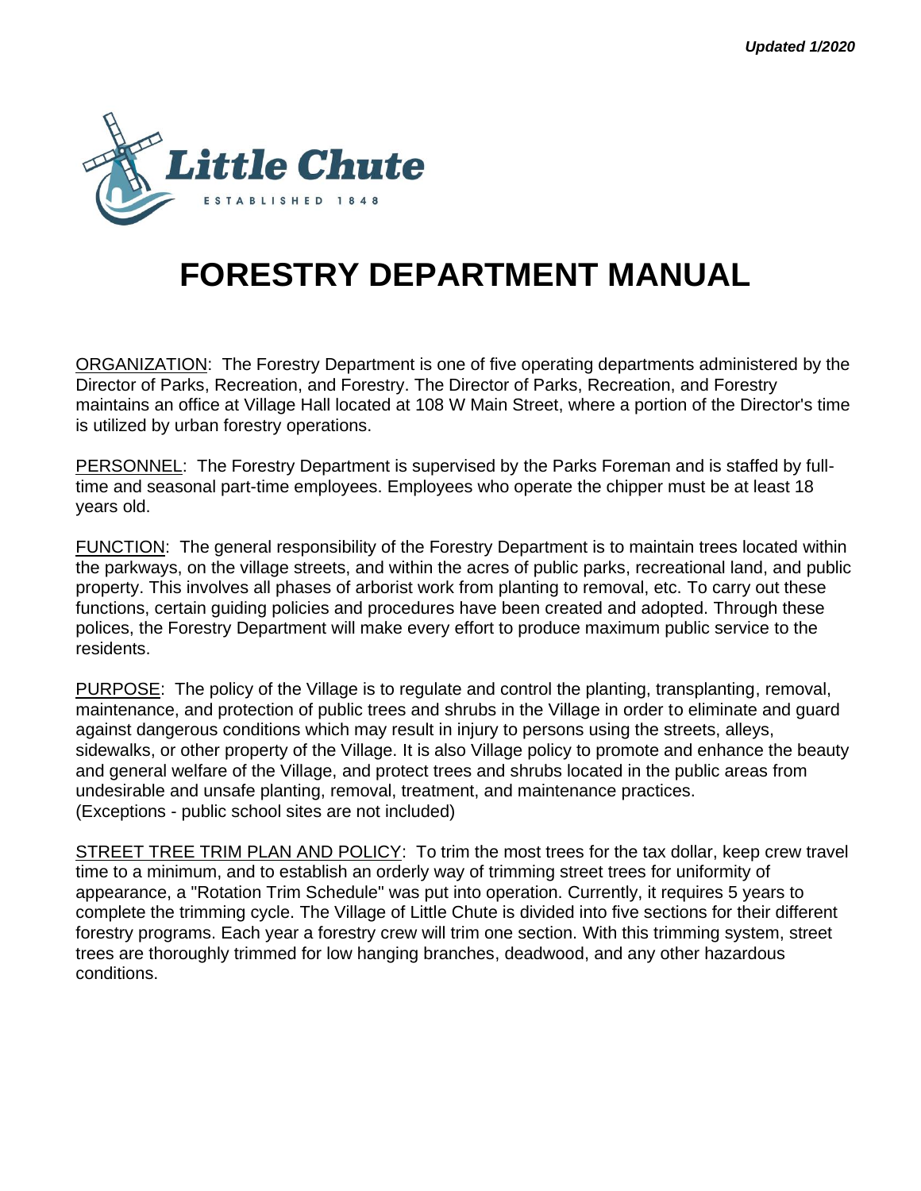*Updated 1/2020*

Little Chute

ESTABLISHED 1848

# FORESTRY DEPARTMENT MANUAL

ORGANIZATION: The Forestry Department is one of five operating departments administered by the Director of Parks, Recreation, and Forestry. The Director of Parks, Recreation, and Forestry maintains an office at Village Hall located at 108 W Main Street, where a portion of the Director's time is utilized by urban forestry operations.

PERSONNEL: The Forestry Department is supervised by the Parks Foreman and is staffed by full-time and seasonal part-time employees. Employees who operate the chipper must be at least 18 years old.

FUNCTION: The general responsibility of the Forestry Department is to maintain trees located within the parkways, on the village streets, and within the acres of public parks, recreational land, and public property. This involves all phases of arborist work from planting to removal, etc. To carry out these functions, certain guiding policies and procedures have been created and adopted. Through these polices, the Forestry Department will make every effort to produce maximum public service to the residents.

PURPOSE: The policy of the Village is to regulate and control the planting, transplanting, removal, maintenance, and protection of public trees and shrubs in the Village in order to eliminate and guard against dangerous conditions which may result in injury to persons using the streets, alleys, sidewalks, or other property of the Village. It is also Village policy to promote and enhance the beauty and general welfare of the Village, and protect trees and shrubs located in the public areas from undesirable and unsafe planting, removal, treatment, and maintenance practices.
(Exceptions - public school sites are not included)

STREET TREE TRIM PLAN AND POLICY: To trim the most trees for the tax dollar, keep crew travel time to a minimum, and to establish an orderly way of trimming street trees for uniformity of appearance, a "Rotation Trim Schedule" was put into operation. Currently, it requires 5 years to complete the trimming cycle. The Village of Little Chute is divided into five sections for their different forestry programs. Each year a forestry crew will trim one section. With this trimming system, street trees are thoroughly trimmed for low hanging branches, deadwood, and any other hazardous conditions.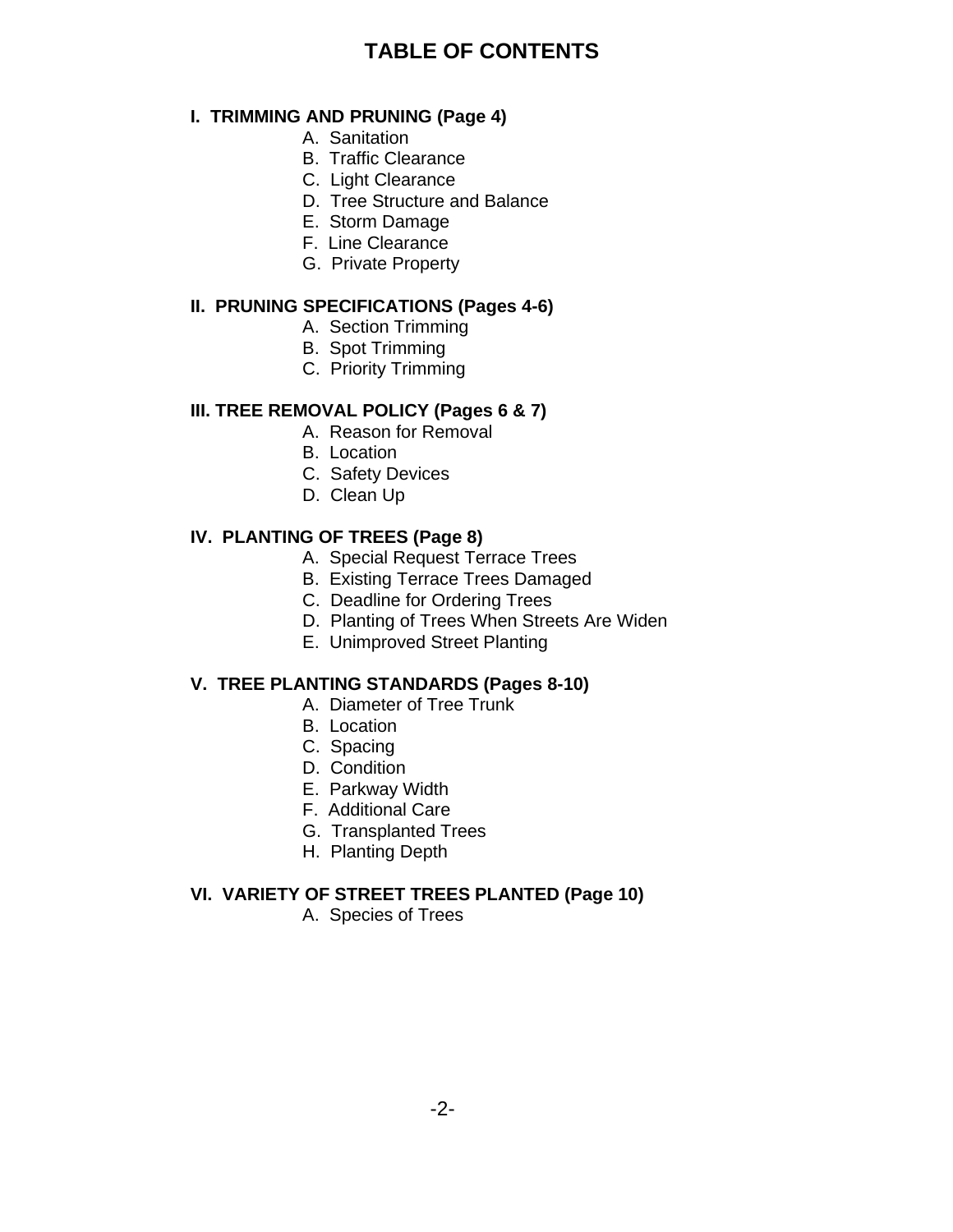# TABLE OF CONTENTS

**I. TRIMMING AND PRUNING (Page 4)**

- A. Sanitation
- B. Traffic Clearance
- C. Light Clearance
- D. Tree Structure and Balance
- E. Storm Damage
- F. Line Clearance
- G. Private Property

**II. PRUNING SPECIFICATIONS (Pages 4-6)**

- A. Section Trimming
- B. Spot Trimming
- C. Priority Trimming

**III. TREE REMOVAL POLICY (Pages 6 & 7)**

- A. Reason for Removal
- B. Location
- C. Safety Devices
- D. Clean Up

**IV. PLANTING OF TREES (Page 8)**

- A. Special Request Terrace Trees
- B. Existing Terrace Trees Damaged
- C. Deadline for Ordering Trees
- D. Planting of Trees When Streets Are Widen
- E. Unimproved Street Planting

**V. TREE PLANTING STANDARDS (Pages 8-10)**

- A. Diameter of Tree Trunk
- B. Location
- C. Spacing
- D. Condition
- E. Parkway Width
- F. Additional Care
- G. Transplanted Trees
- H. Planting Depth

**VI. VARIETY OF STREET TREES PLANTED (Page 10)**

- A. Species of Trees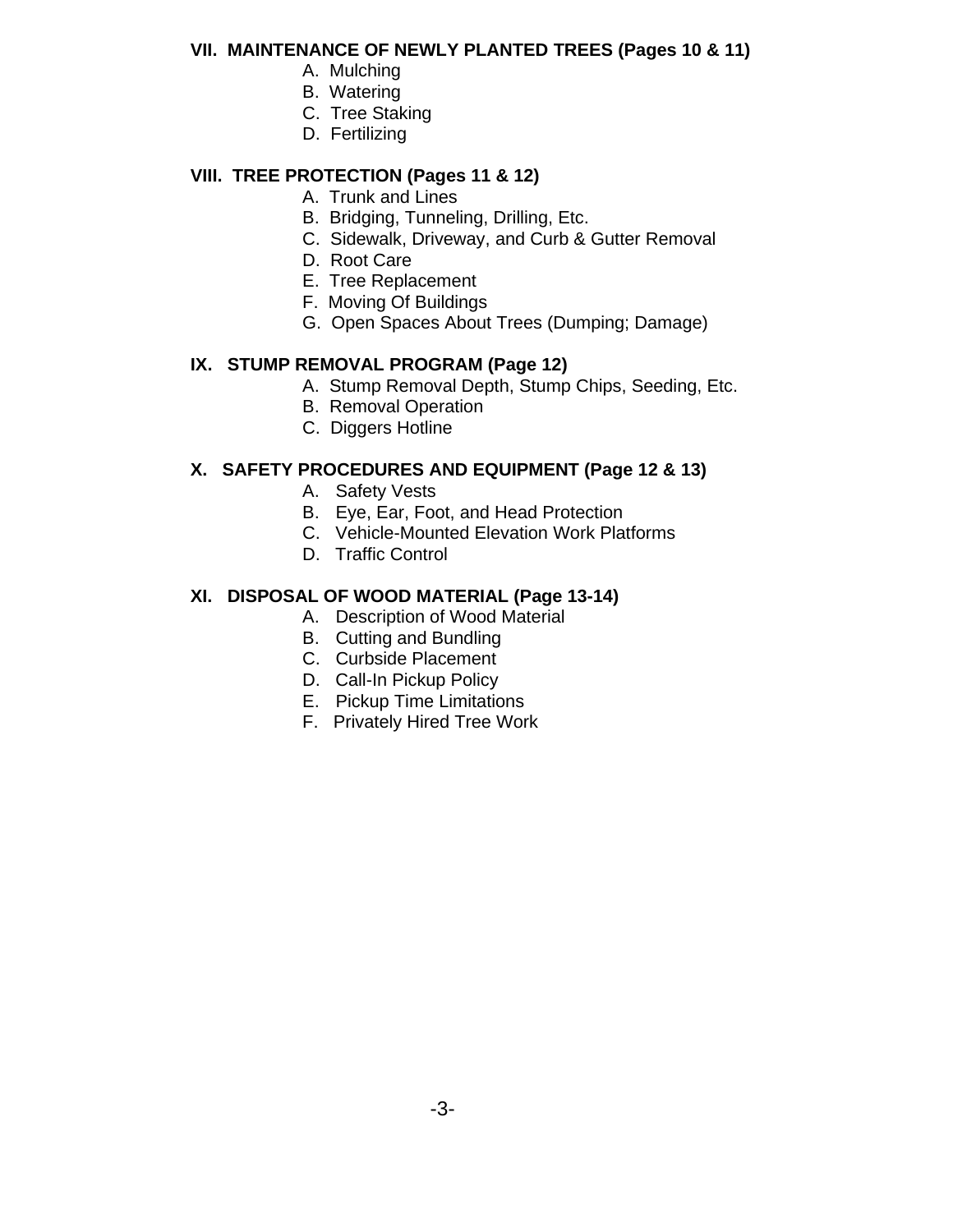**VII. MAINTENANCE OF NEWLY PLANTED TREES (Pages 10 & 11)**

- A. Mulching
- B. Watering
- C. Tree Staking
- D. Fertilizing

**VIII. TREE PROTECTION (Pages 11 & 12)**

- A. Trunk and Lines
- B. Bridging, Tunneling, Drilling, Etc.
- C. Sidewalk, Driveway, and Curb & Gutter Removal
- D. Root Care
- E. Tree Replacement
- F. Moving Of Buildings
- G. Open Spaces About Trees (Dumping; Damage)

**IX. STUMP REMOVAL PROGRAM (Page 12)**

- A. Stump Removal Depth, Stump Chips, Seeding, Etc.
- B. Removal Operation
- C. Diggers Hotline

**X. SAFETY PROCEDURES AND EQUIPMENT (Page 12 & 13)**

- A. Safety Vests
- B. Eye, Ear, Foot, and Head Protection
- C. Vehicle-Mounted Elevation Work Platforms
- D. Traffic Control

**XI. DISPOSAL OF WOOD MATERIAL (Page 13-14)**

- A. Description of Wood Material
- B. Cutting and Bundling
- C. Curbside Placement
- D. Call-In Pickup Policy
- E. Pickup Time Limitations
- F. Privately Hired Tree Work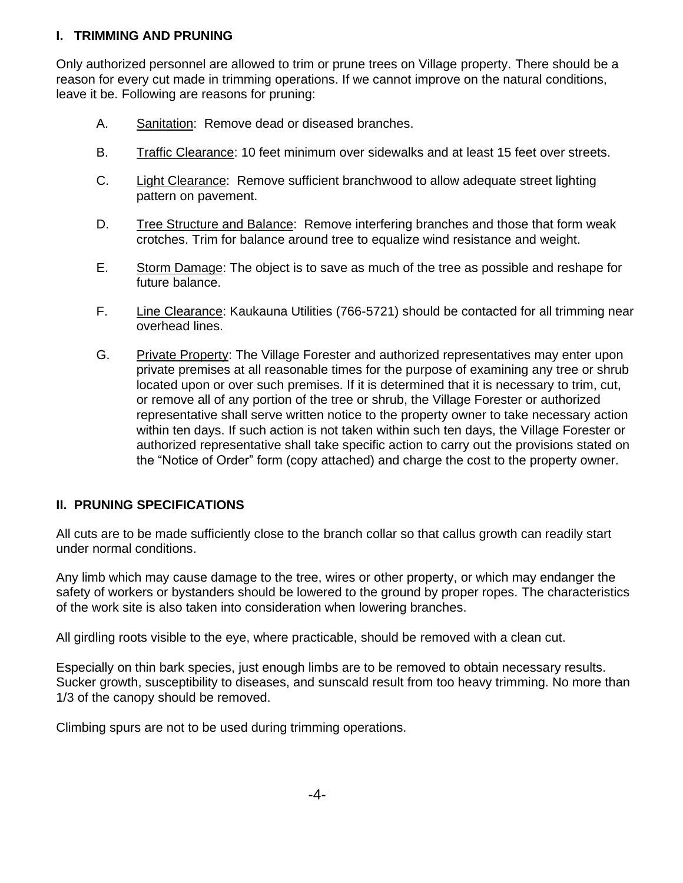## I. TRIMMING AND PRUNING

Only authorized personnel are allowed to trim or prune trees on Village property. There should be a reason for every cut made in trimming operations. If we cannot improve on the natural conditions, leave it be. Following are reasons for pruning:

A. Sanitation: Remove dead or diseased branches.

B. Traffic Clearance: 10 feet minimum over sidewalks and at least 15 feet over streets.

C. Light Clearance: Remove sufficient branchwood to allow adequate street lighting pattern on pavement.

D. Tree Structure and Balance: Remove interfering branches and those that form weak crotches. Trim for balance around tree to equalize wind resistance and weight.

E. Storm Damage: The object is to save as much of the tree as possible and reshape for future balance.

F. Line Clearance: Kaukauna Utilities (766-5721) should be contacted for all trimming near overhead lines.

G. Private Property: The Village Forester and authorized representatives may enter upon private premises at all reasonable times for the purpose of examining any tree or shrub located upon or over such premises. If it is determined that it is necessary to trim, cut, or remove all of any portion of the tree or shrub, the Village Forester or authorized representative shall serve written notice to the property owner to take necessary action within ten days. If such action is not taken within such ten days, the Village Forester or authorized representative shall take specific action to carry out the provisions stated on the "Notice of Order" form (copy attached) and charge the cost to the property owner.

## II. PRUNING SPECIFICATIONS

All cuts are to be made sufficiently close to the branch collar so that callus growth can readily start under normal conditions.

Any limb which may cause damage to the tree, wires or other property, or which may endanger the safety of workers or bystanders should be lowered to the ground by proper ropes. The characteristics of the work site is also taken into consideration when lowering branches.

All girdling roots visible to the eye, where practicable, should be removed with a clean cut.

Especially on thin bark species, just enough limbs are to be removed to obtain necessary results. Sucker growth, susceptibility to diseases, and sunscald result from too heavy trimming. No more than 1/3 of the canopy should be removed.

Climbing spurs are not to be used during trimming operations.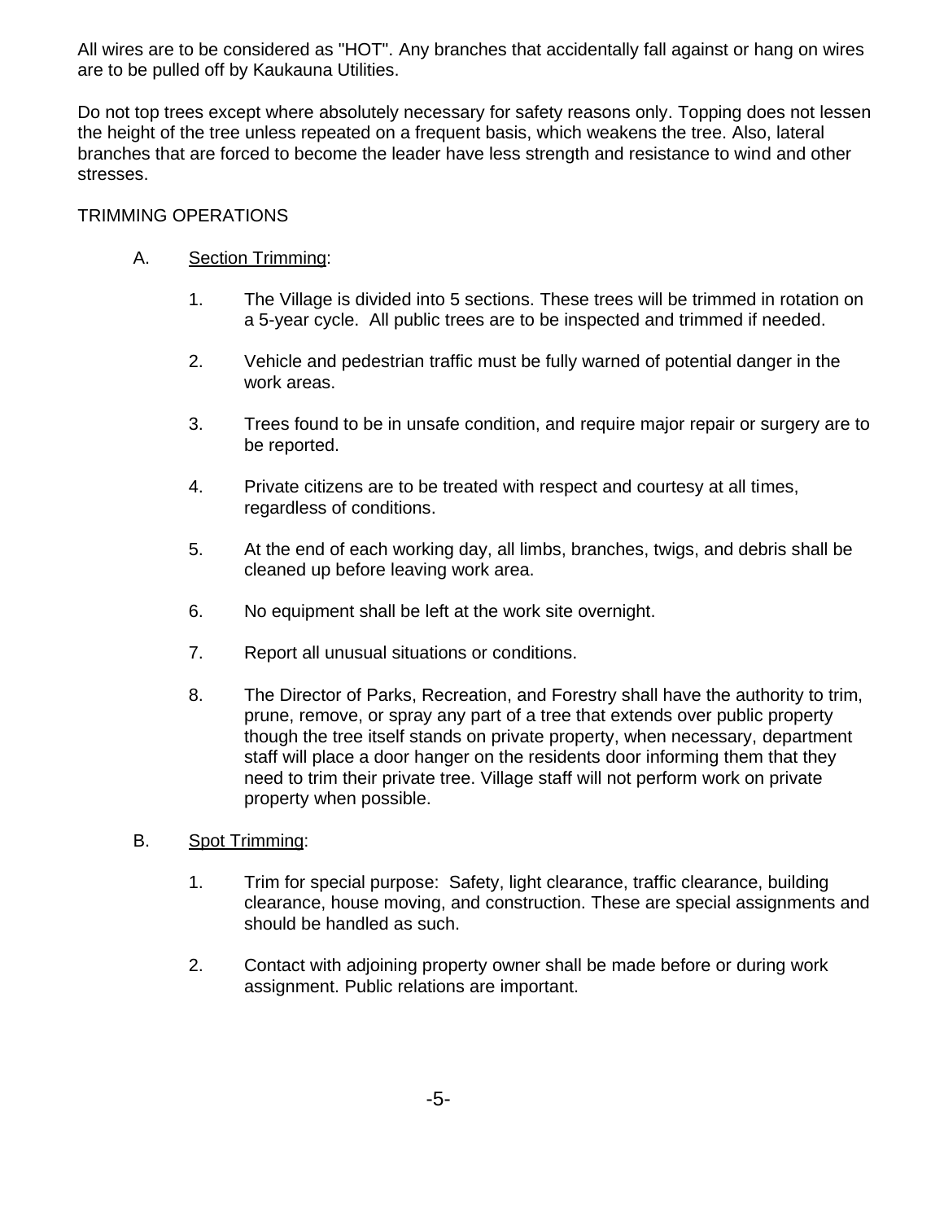All wires are to be considered as "HOT". Any branches that accidentally fall against or hang on wires are to be pulled off by Kaukauna Utilities.

Do not top trees except where absolutely necessary for safety reasons only. Topping does not lessen the height of the tree unless repeated on a frequent basis, which weakens the tree. Also, lateral branches that are forced to become the leader have less strength and resistance to wind and other stresses.

TRIMMING OPERATIONS

A. <u>Section Trimming</u>:

1. The Village is divided into 5 sections. These trees will be trimmed in rotation on a 5-year cycle. All public trees are to be inspected and trimmed if needed.

2. Vehicle and pedestrian traffic must be fully warned of potential danger in the work areas.

3. Trees found to be in unsafe condition, and require major repair or surgery are to be reported.

4. Private citizens are to be treated with respect and courtesy at all times, regardless of conditions.

5. At the end of each working day, all limbs, branches, twigs, and debris shall be cleaned up before leaving work area.

6. No equipment shall be left at the work site overnight.

7. Report all unusual situations or conditions.

8. The Director of Parks, Recreation, and Forestry shall have the authority to trim, prune, remove, or spray any part of a tree that extends over public property though the tree itself stands on private property, when necessary, department staff will place a door hanger on the residents door informing them that they need to trim their private tree. Village staff will not perform work on private property when possible.

B. <u>Spot Trimming</u>:

1. Trim for special purpose: Safety, light clearance, traffic clearance, building clearance, house moving, and construction. These are special assignments and should be handled as such.

2. Contact with adjoining property owner shall be made before or during work assignment. Public relations are important.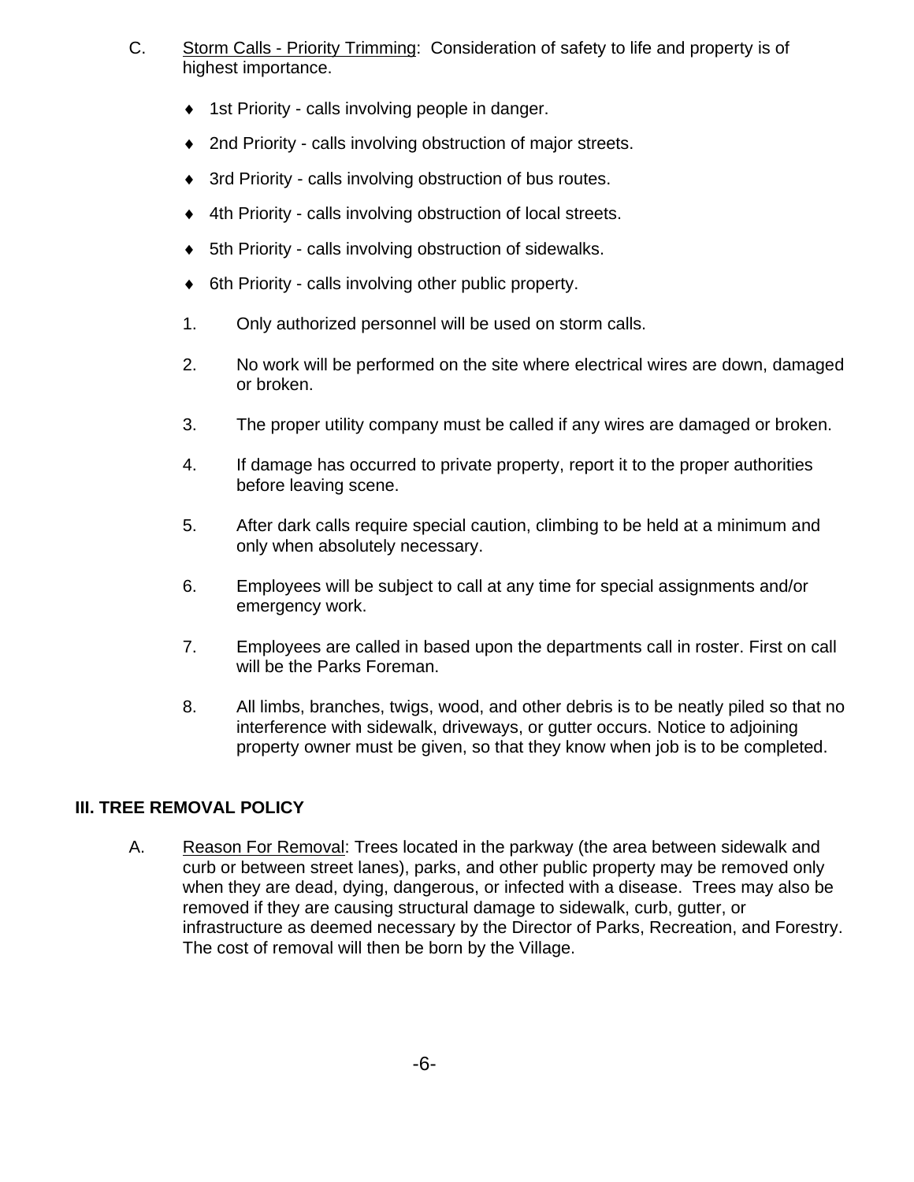C. <u>Storm Calls - Priority Trimming</u>: Consideration of safety to life and property is of highest importance.

- 1st Priority - calls involving people in danger.
- 2nd Priority - calls involving obstruction of major streets.
- 3rd Priority - calls involving obstruction of bus routes.
- 4th Priority - calls involving obstruction of local streets.
- 5th Priority - calls involving obstruction of sidewalks.
- 6th Priority - calls involving other public property.

1. Only authorized personnel will be used on storm calls.
2. No work will be performed on the site where electrical wires are down, damaged or broken.
3. The proper utility company must be called if any wires are damaged or broken.
4. If damage has occurred to private property, report it to the proper authorities before leaving scene.
5. After dark calls require special caution, climbing to be held at a minimum and only when absolutely necessary.
6. Employees will be subject to call at any time for special assignments and/or emergency work.
7. Employees are called in based upon the departments call in roster. First on call will be the Parks Foreman.
8. All limbs, branches, twigs, wood, and other debris is to be neatly piled so that no interference with sidewalk, driveways, or gutter occurs. Notice to adjoining property owner must be given, so that they know when job is to be completed.

## III. TREE REMOVAL POLICY

A. <u>Reason For Removal</u>: Trees located in the parkway (the area between sidewalk and curb or between street lanes), parks, and other public property may be removed only when they are dead, dying, dangerous, or infected with a disease. Trees may also be removed if they are causing structural damage to sidewalk, curb, gutter, or infrastructure as deemed necessary by the Director of Parks, Recreation, and Forestry. The cost of removal will then be born by the Village.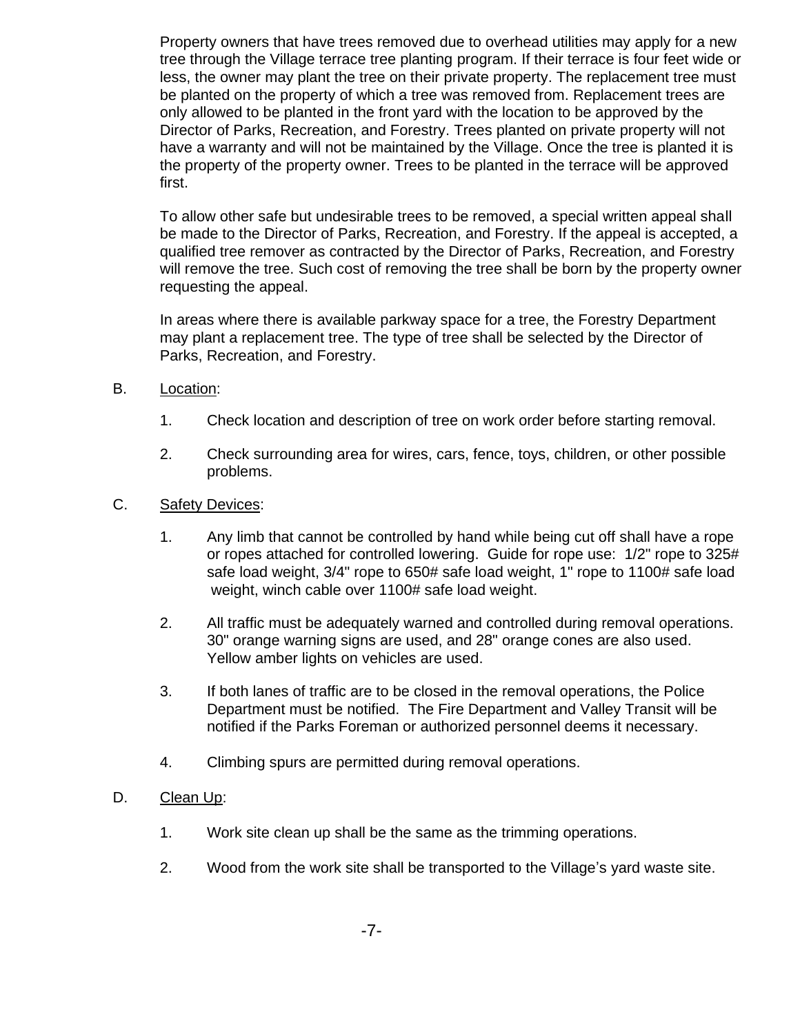Property owners that have trees removed due to overhead utilities may apply for a new tree through the Village terrace tree planting program. If their terrace is four feet wide or less, the owner may plant the tree on their private property. The replacement tree must be planted on the property of which a tree was removed from. Replacement trees are only allowed to be planted in the front yard with the location to be approved by the Director of Parks, Recreation, and Forestry. Trees planted on private property will not have a warranty and will not be maintained by the Village. Once the tree is planted it is the property of the property owner. Trees to be planted in the terrace will be approved first.

To allow other safe but undesirable trees to be removed, a special written appeal shall be made to the Director of Parks, Recreation, and Forestry. If the appeal is accepted, a qualified tree remover as contracted by the Director of Parks, Recreation, and Forestry will remove the tree. Such cost of removing the tree shall be born by the property owner requesting the appeal.

In areas where there is available parkway space for a tree, the Forestry Department may plant a replacement tree. The type of tree shall be selected by the Director of Parks, Recreation, and Forestry.

B. Location:

1. Check location and description of tree on work order before starting removal.

2. Check surrounding area for wires, cars, fence, toys, children, or other possible problems.

C. Safety Devices:

1. Any limb that cannot be controlled by hand while being cut off shall have a rope or ropes attached for controlled lowering. Guide for rope use: 1/2" rope to 325# safe load weight, 3/4" rope to 650# safe load weight, 1" rope to 1100# safe load weight, winch cable over 1100# safe load weight.

2. All traffic must be adequately warned and controlled during removal operations. 30" orange warning signs are used, and 28" orange cones are also used. Yellow amber lights on vehicles are used.

3. If both lanes of traffic are to be closed in the removal operations, the Police Department must be notified. The Fire Department and Valley Transit will be notified if the Parks Foreman or authorized personnel deems it necessary.

4. Climbing spurs are permitted during removal operations.

D. Clean Up:

1. Work site clean up shall be the same as the trimming operations.

2. Wood from the work site shall be transported to the Village's yard waste site.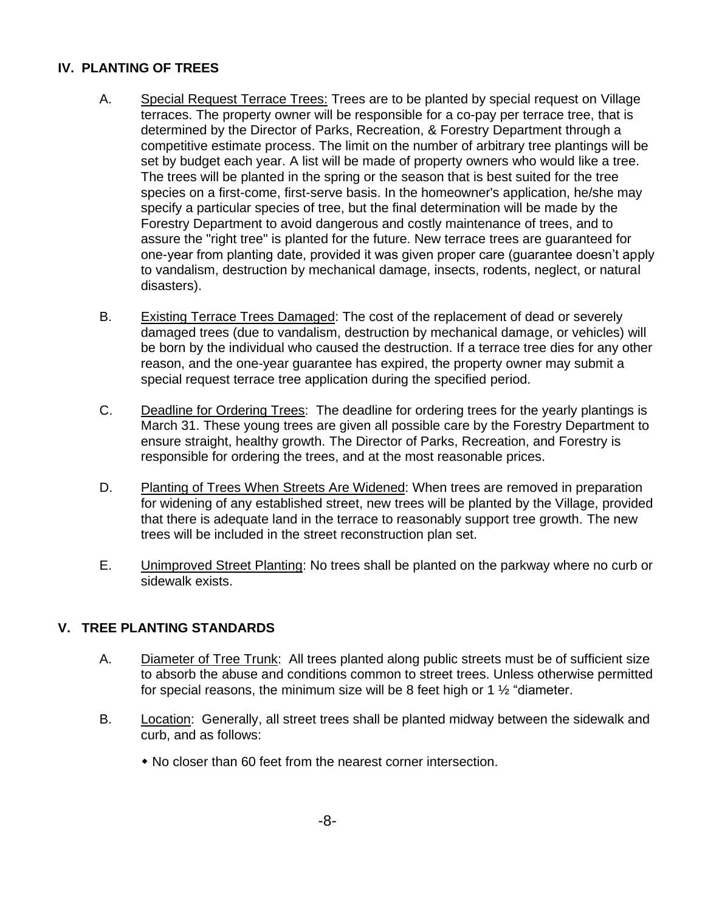## IV. PLANTING OF TREES

A. Special Request Terrace Trees: Trees are to be planted by special request on Village terraces. The property owner will be responsible for a co-pay per terrace tree, that is determined by the Director of Parks, Recreation, & Forestry Department through a competitive estimate process. The limit on the number of arbitrary tree plantings will be set by budget each year. A list will be made of property owners who would like a tree. The trees will be planted in the spring or the season that is best suited for the tree species on a first-come, first-serve basis. In the homeowner's application, he/she may specify a particular species of tree, but the final determination will be made by the Forestry Department to avoid dangerous and costly maintenance of trees, and to assure the "right tree" is planted for the future. New terrace trees are guaranteed for one-year from planting date, provided it was given proper care (guarantee doesn't apply to vandalism, destruction by mechanical damage, insects, rodents, neglect, or natural disasters).

B. Existing Terrace Trees Damaged: The cost of the replacement of dead or severely damaged trees (due to vandalism, destruction by mechanical damage, or vehicles) will be born by the individual who caused the destruction. If a terrace tree dies for any other reason, and the one-year guarantee has expired, the property owner may submit a special request terrace tree application during the specified period.

C. Deadline for Ordering Trees: The deadline for ordering trees for the yearly plantings is March 31. These young trees are given all possible care by the Forestry Department to ensure straight, healthy growth. The Director of Parks, Recreation, and Forestry is responsible for ordering the trees, and at the most reasonable prices.

D. Planting of Trees When Streets Are Widened: When trees are removed in preparation for widening of any established street, new trees will be planted by the Village, provided that there is adequate land in the terrace to reasonably support tree growth. The new trees will be included in the street reconstruction plan set.

E. Unimproved Street Planting: No trees shall be planted on the parkway where no curb or sidewalk exists.

## V. TREE PLANTING STANDARDS

A. Diameter of Tree Trunk: All trees planted along public streets must be of sufficient size to absorb the abuse and conditions common to street trees. Unless otherwise permitted for special reasons, the minimum size will be 8 feet high or 1 ½ "diameter.

B. Location: Generally, all street trees shall be planted midway between the sidewalk and curb, and as follows:

- No closer than 60 feet from the nearest corner intersection.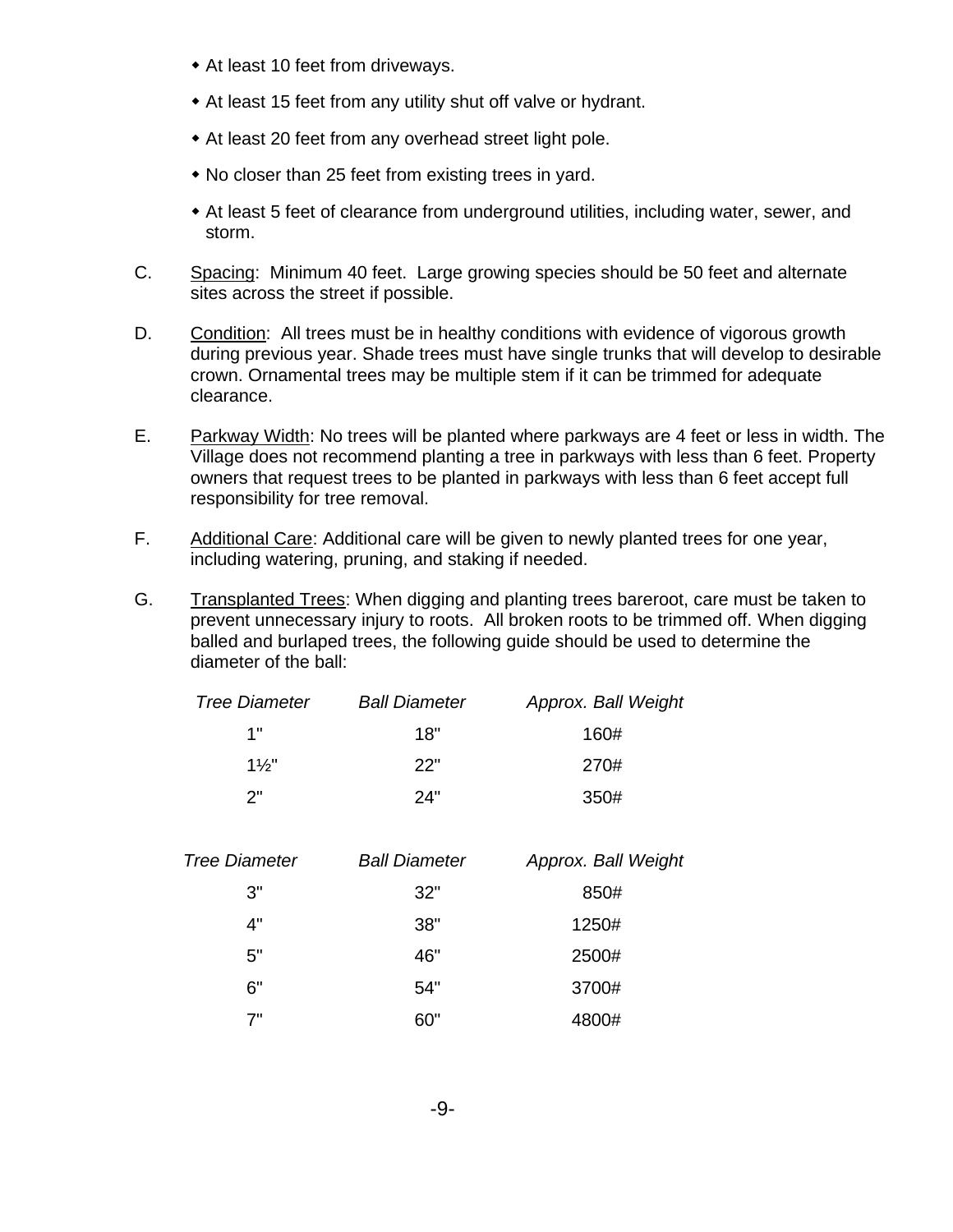- At least 10 feet from driveways.
- At least 15 feet from any utility shut off valve or hydrant.
- At least 20 feet from any overhead street light pole.
- No closer than 25 feet from existing trees in yard.
- At least 5 feet of clearance from underground utilities, including water, sewer, and storm.

C. Spacing: Minimum 40 feet. Large growing species should be 50 feet and alternate sites across the street if possible.

D. Condition: All trees must be in healthy conditions with evidence of vigorous growth during previous year. Shade trees must have single trunks that will develop to desirable crown. Ornamental trees may be multiple stem if it can be trimmed for adequate clearance.

E. Parkway Width: No trees will be planted where parkways are 4 feet or less in width. The Village does not recommend planting a tree in parkways with less than 6 feet. Property owners that request trees to be planted in parkways with less than 6 feet accept full responsibility for tree removal.

F. Additional Care: Additional care will be given to newly planted trees for one year, including watering, pruning, and staking if needed.

G. Transplanted Trees: When digging and planting trees bareroot, care must be taken to prevent unnecessary injury to roots. All broken roots to be trimmed off. When digging balled and burlaped trees, the following guide should be used to determine the diameter of the ball:

| *Tree Diameter* | *Ball Diameter* | *Approx. Ball Weight* |
|---|---|---|
| 1" | 18" | 160# |
| 1½" | 22" | 270# |
| 2" | 24" | 350# |

| *Tree Diameter* | *Ball Diameter* | *Approx. Ball Weight* |
|---|---|---|
| 3" | 32" | 850# |
| 4" | 38" | 1250# |
| 5" | 46" | 2500# |
| 6" | 54" | 3700# |
| 7" | 60" | 4800# |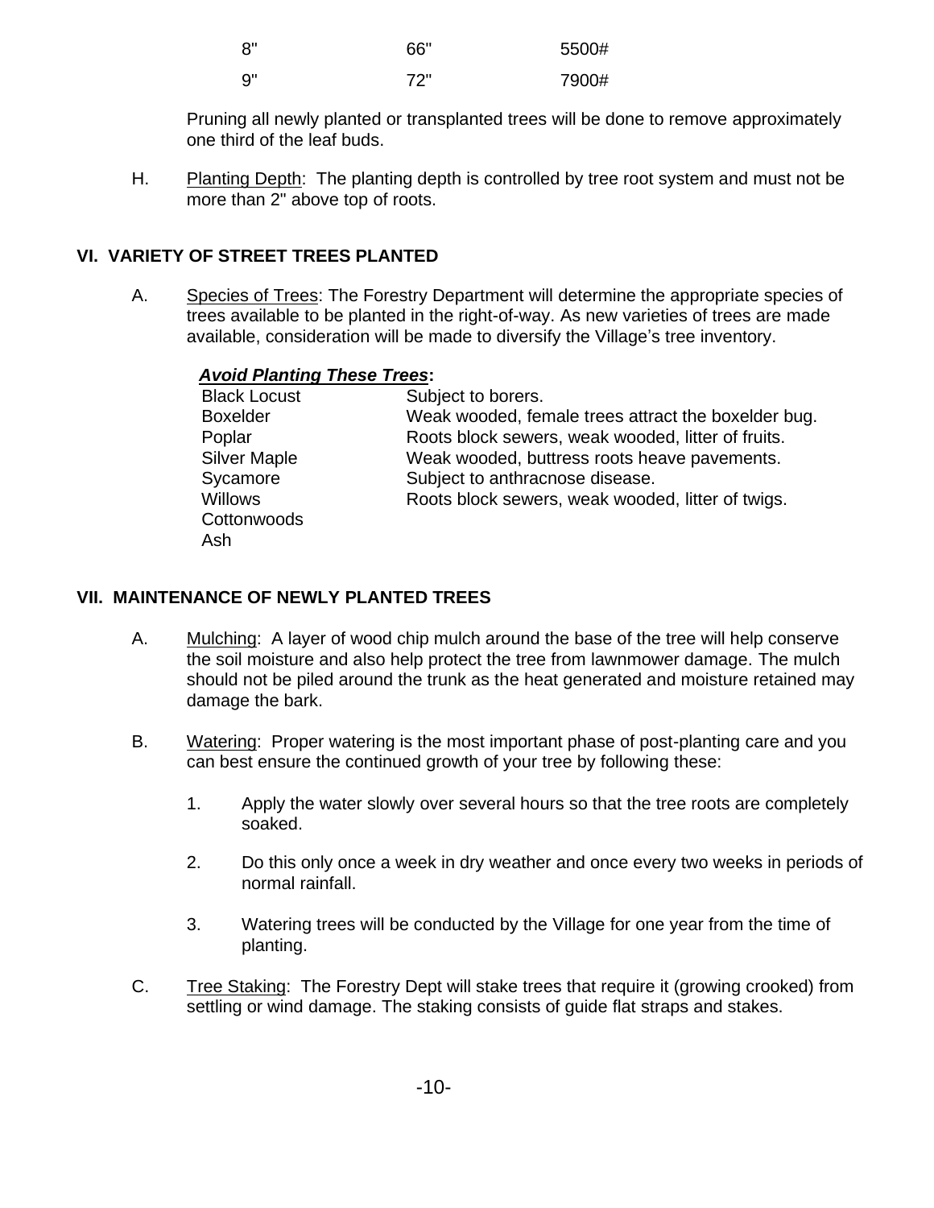| | | |
|---|---|---|
| 8" | 66" | 5500# |
| 9" | 72" | 7900# |

Pruning all newly planted or transplanted trees will be done to remove approximately one third of the leaf buds.

H. Planting Depth: The planting depth is controlled by tree root system and must not be more than 2" above top of roots.

## VI. VARIETY OF STREET TREES PLANTED

A. Species of Trees: The Forestry Department will determine the appropriate species of trees available to be planted in the right-of-way. As new varieties of trees are made available, consideration will be made to diversify the Village's tree inventory.

***Avoid Planting These Trees*:**

| | |
|---|---|
| Black Locust | Subject to borers. |
| Boxelder | Weak wooded, female trees attract the boxelder bug. |
| Poplar | Roots block sewers, weak wooded, litter of fruits. |
| Silver Maple | Weak wooded, buttress roots heave pavements. |
| Sycamore | Subject to anthracnose disease. |
| Willows | Roots block sewers, weak wooded, litter of twigs. |
| Cottonwoods | |
| Ash | |

## VII. MAINTENANCE OF NEWLY PLANTED TREES

A. Mulching: A layer of wood chip mulch around the base of the tree will help conserve the soil moisture and also help protect the tree from lawnmower damage. The mulch should not be piled around the trunk as the heat generated and moisture retained may damage the bark.

B. Watering: Proper watering is the most important phase of post-planting care and you can best ensure the continued growth of your tree by following these:

1. Apply the water slowly over several hours so that the tree roots are completely soaked.
2. Do this only once a week in dry weather and once every two weeks in periods of normal rainfall.
3. Watering trees will be conducted by the Village for one year from the time of planting.

C. Tree Staking: The Forestry Dept will stake trees that require it (growing crooked) from settling or wind damage. The staking consists of guide flat straps and stakes.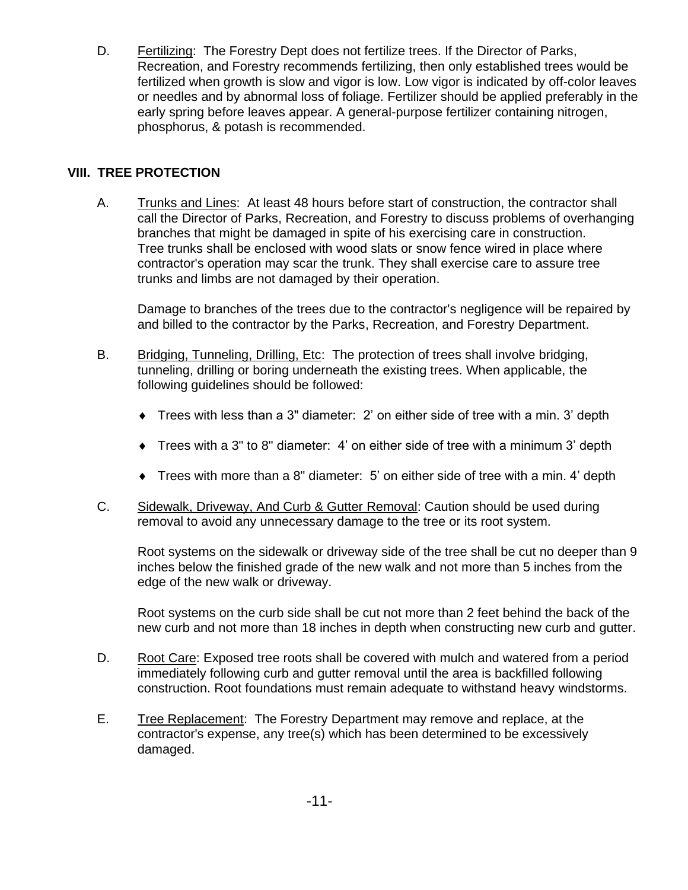D. Fertilizing: The Forestry Dept does not fertilize trees. If the Director of Parks, Recreation, and Forestry recommends fertilizing, then only established trees would be fertilized when growth is slow and vigor is low. Low vigor is indicated by off-color leaves or needles and by abnormal loss of foliage. Fertilizer should be applied preferably in the early spring before leaves appear. A general-purpose fertilizer containing nitrogen, phosphorus, & potash is recommended.

## VIII. TREE PROTECTION

A. Trunks and Lines: At least 48 hours before start of construction, the contractor shall call the Director of Parks, Recreation, and Forestry to discuss problems of overhanging branches that might be damaged in spite of his exercising care in construction. Tree trunks shall be enclosed with wood slats or snow fence wired in place where contractor's operation may scar the trunk. They shall exercise care to assure tree trunks and limbs are not damaged by their operation.

Damage to branches of the trees due to the contractor's negligence will be repaired by and billed to the contractor by the Parks, Recreation, and Forestry Department.

B. Bridging, Tunneling, Drilling, Etc: The protection of trees shall involve bridging, tunneling, drilling or boring underneath the existing trees. When applicable, the following guidelines should be followed:

- Trees with less than a 3" diameter: 2' on either side of tree with a min. 3' depth
- Trees with a 3" to 8" diameter: 4' on either side of tree with a minimum 3' depth
- Trees with more than a 8" diameter: 5' on either side of tree with a min. 4' depth

C. Sidewalk, Driveway, And Curb & Gutter Removal: Caution should be used during removal to avoid any unnecessary damage to the tree or its root system.

Root systems on the sidewalk or driveway side of the tree shall be cut no deeper than 9 inches below the finished grade of the new walk and not more than 5 inches from the edge of the new walk or driveway.

Root systems on the curb side shall be cut not more than 2 feet behind the back of the new curb and not more than 18 inches in depth when constructing new curb and gutter.

D. Root Care: Exposed tree roots shall be covered with mulch and watered from a period immediately following curb and gutter removal until the area is backfilled following construction. Root foundations must remain adequate to withstand heavy windstorms.

E. Tree Replacement: The Forestry Department may remove and replace, at the contractor's expense, any tree(s) which has been determined to be excessively damaged.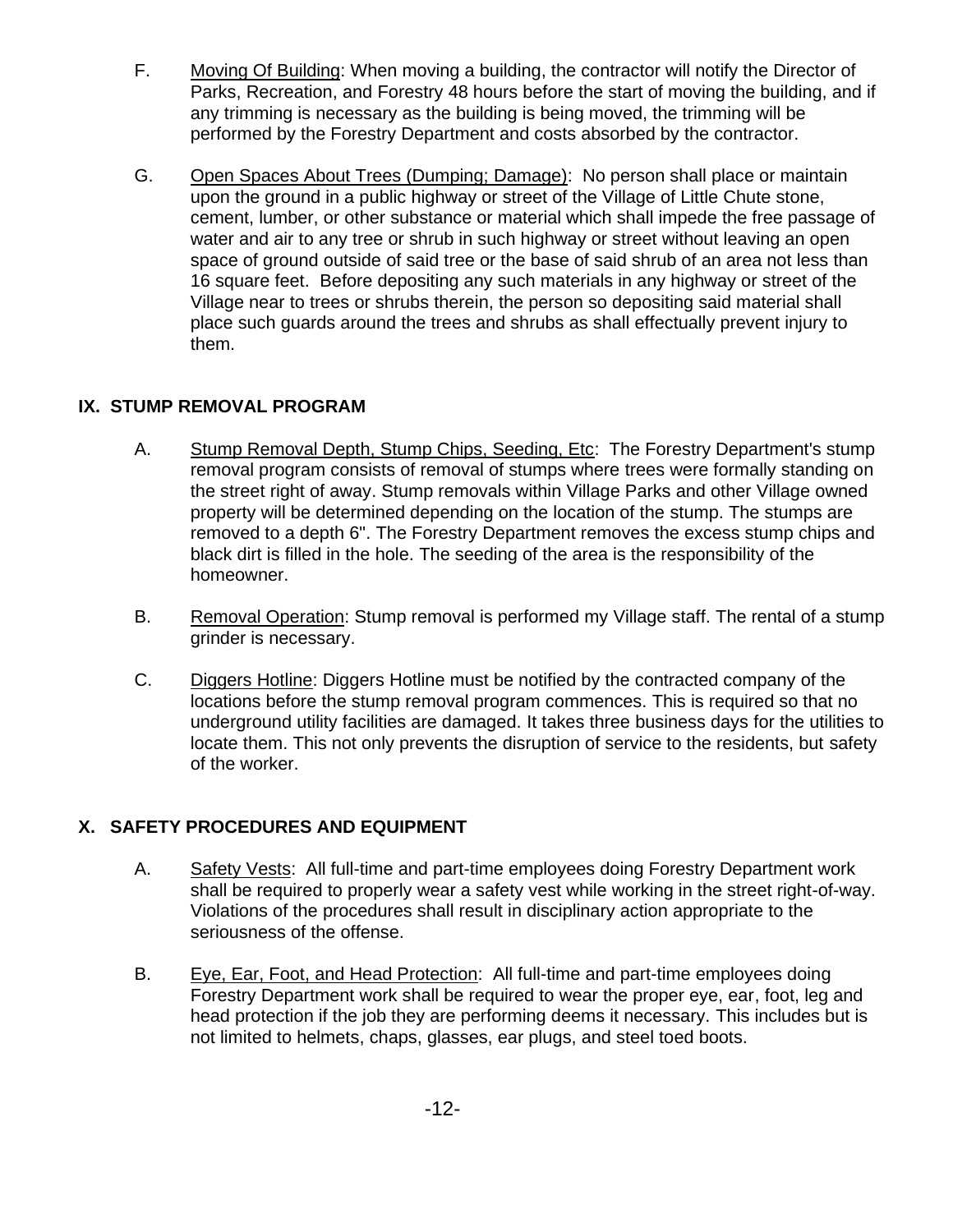F. Moving Of Building: When moving a building, the contractor will notify the Director of Parks, Recreation, and Forestry 48 hours before the start of moving the building, and if any trimming is necessary as the building is being moved, the trimming will be performed by the Forestry Department and costs absorbed by the contractor.

G. Open Spaces About Trees (Dumping; Damage): No person shall place or maintain upon the ground in a public highway or street of the Village of Little Chute stone, cement, lumber, or other substance or material which shall impede the free passage of water and air to any tree or shrub in such highway or street without leaving an open space of ground outside of said tree or the base of said shrub of an area not less than 16 square feet. Before depositing any such materials in any highway or street of the Village near to trees or shrubs therein, the person so depositing said material shall place such guards around the trees and shrubs as shall effectually prevent injury to them.

## IX. STUMP REMOVAL PROGRAM

A. Stump Removal Depth, Stump Chips, Seeding, Etc: The Forestry Department's stump removal program consists of removal of stumps where trees were formally standing on the street right of away. Stump removals within Village Parks and other Village owned property will be determined depending on the location of the stump. The stumps are removed to a depth 6". The Forestry Department removes the excess stump chips and black dirt is filled in the hole. The seeding of the area is the responsibility of the homeowner.

B. Removal Operation: Stump removal is performed my Village staff. The rental of a stump grinder is necessary.

C. Diggers Hotline: Diggers Hotline must be notified by the contracted company of the locations before the stump removal program commences. This is required so that no underground utility facilities are damaged. It takes three business days for the utilities to locate them. This not only prevents the disruption of service to the residents, but safety of the worker.

## X. SAFETY PROCEDURES AND EQUIPMENT

A. Safety Vests: All full-time and part-time employees doing Forestry Department work shall be required to properly wear a safety vest while working in the street right-of-way. Violations of the procedures shall result in disciplinary action appropriate to the seriousness of the offense.

B. Eye, Ear, Foot, and Head Protection: All full-time and part-time employees doing Forestry Department work shall be required to wear the proper eye, ear, foot, leg and head protection if the job they are performing deems it necessary. This includes but is not limited to helmets, chaps, glasses, ear plugs, and steel toed boots.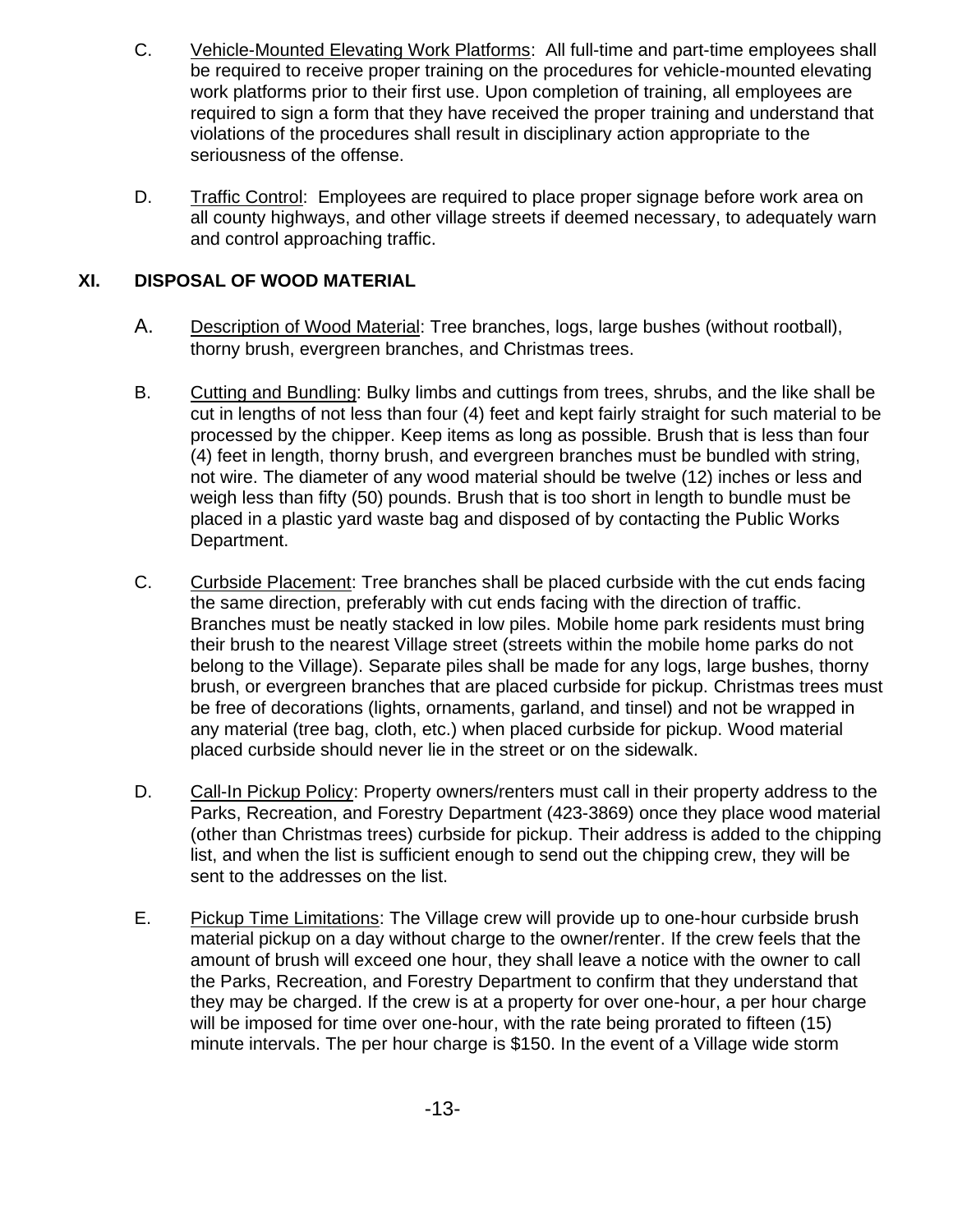C. Vehicle-Mounted Elevating Work Platforms: All full-time and part-time employees shall be required to receive proper training on the procedures for vehicle-mounted elevating work platforms prior to their first use. Upon completion of training, all employees are required to sign a form that they have received the proper training and understand that violations of the procedures shall result in disciplinary action appropriate to the seriousness of the offense.

D. Traffic Control: Employees are required to place proper signage before work area on all county highways, and other village streets if deemed necessary, to adequately warn and control approaching traffic.

## XI. DISPOSAL OF WOOD MATERIAL

A. Description of Wood Material: Tree branches, logs, large bushes (without rootball), thorny brush, evergreen branches, and Christmas trees.

B. Cutting and Bundling: Bulky limbs and cuttings from trees, shrubs, and the like shall be cut in lengths of not less than four (4) feet and kept fairly straight for such material to be processed by the chipper. Keep items as long as possible. Brush that is less than four (4) feet in length, thorny brush, and evergreen branches must be bundled with string, not wire. The diameter of any wood material should be twelve (12) inches or less and weigh less than fifty (50) pounds. Brush that is too short in length to bundle must be placed in a plastic yard waste bag and disposed of by contacting the Public Works Department.

C. Curbside Placement: Tree branches shall be placed curbside with the cut ends facing the same direction, preferably with cut ends facing with the direction of traffic. Branches must be neatly stacked in low piles. Mobile home park residents must bring their brush to the nearest Village street (streets within the mobile home parks do not belong to the Village). Separate piles shall be made for any logs, large bushes, thorny brush, or evergreen branches that are placed curbside for pickup. Christmas trees must be free of decorations (lights, ornaments, garland, and tinsel) and not be wrapped in any material (tree bag, cloth, etc.) when placed curbside for pickup. Wood material placed curbside should never lie in the street or on the sidewalk.

D. Call-In Pickup Policy: Property owners/renters must call in their property address to the Parks, Recreation, and Forestry Department (423-3869) once they place wood material (other than Christmas trees) curbside for pickup. Their address is added to the chipping list, and when the list is sufficient enough to send out the chipping crew, they will be sent to the addresses on the list.

E. Pickup Time Limitations: The Village crew will provide up to one-hour curbside brush material pickup on a day without charge to the owner/renter. If the crew feels that the amount of brush will exceed one hour, they shall leave a notice with the owner to call the Parks, Recreation, and Forestry Department to confirm that they understand that they may be charged. If the crew is at a property for over one-hour, a per hour charge will be imposed for time over one-hour, with the rate being prorated to fifteen (15) minute intervals. The per hour charge is $150. In the event of a Village wide storm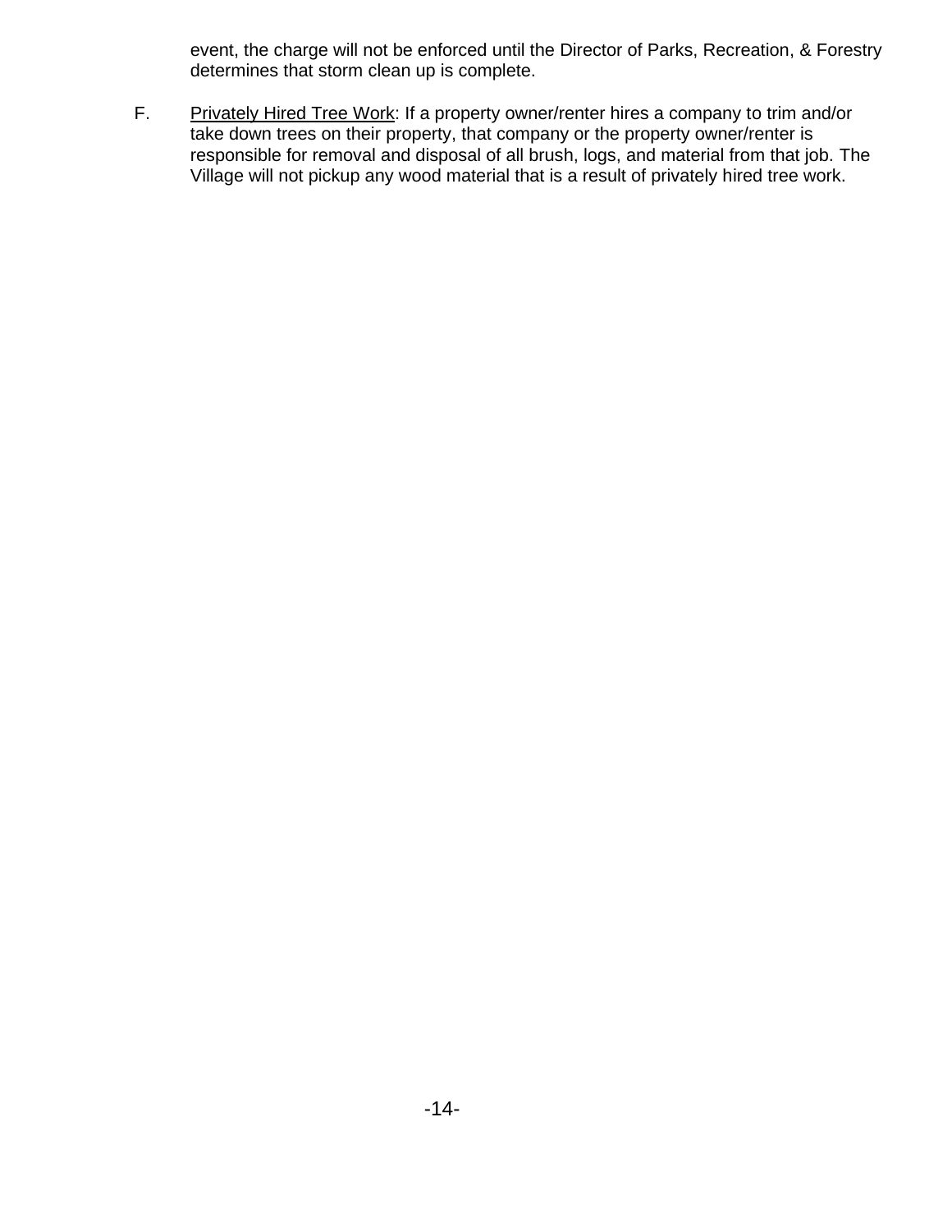event, the charge will not be enforced until the Director of Parks, Recreation, & Forestry determines that storm clean up is complete.

F. Privately Hired Tree Work: If a property owner/renter hires a company to trim and/or take down trees on their property, that company or the property owner/renter is responsible for removal and disposal of all brush, logs, and material from that job. The Village will not pickup any wood material that is a result of privately hired tree work.